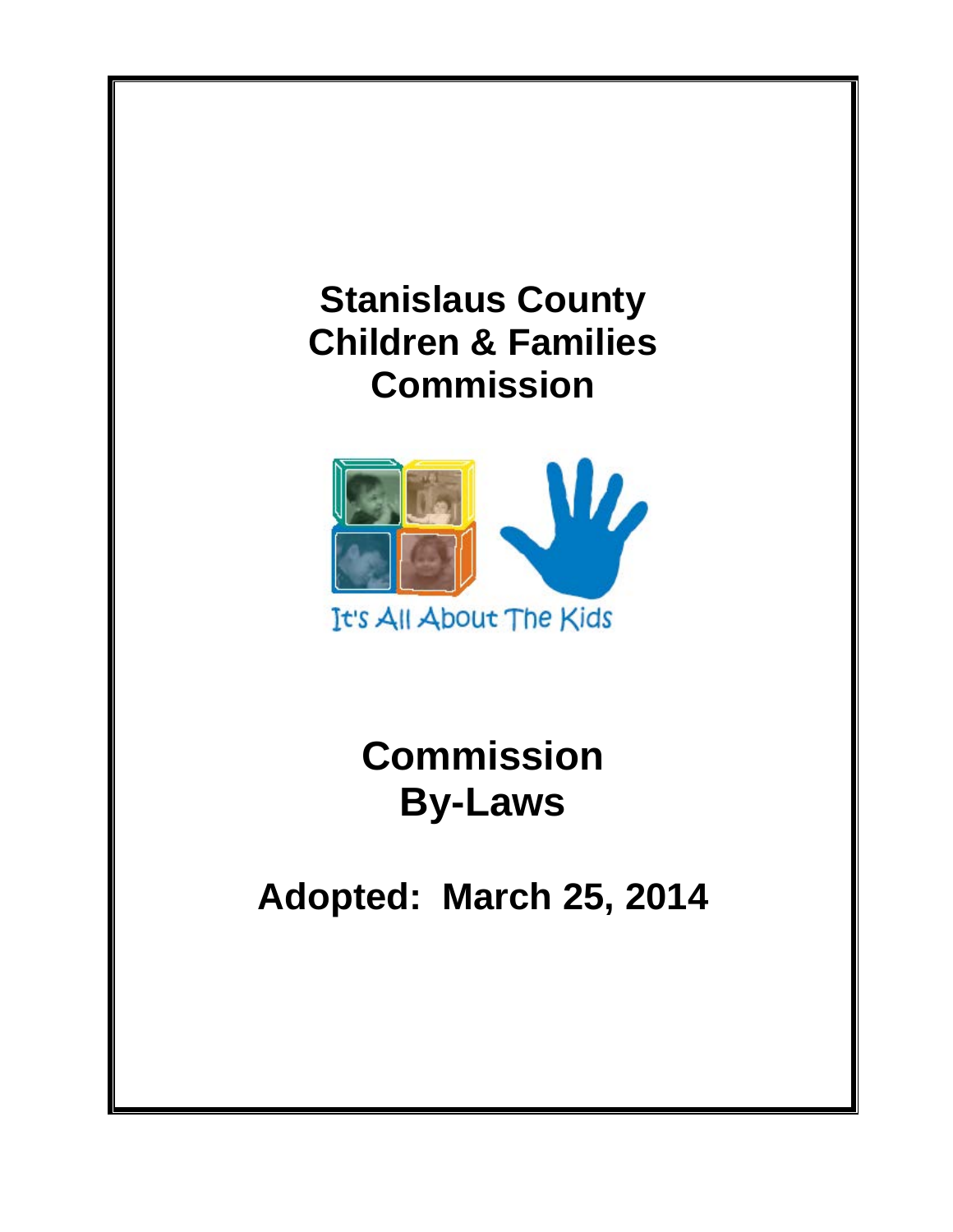# Stanislaus County Children & Families Commission

It's All About The Kids

# Commission By-Laws

## Adopted: March 25, 2014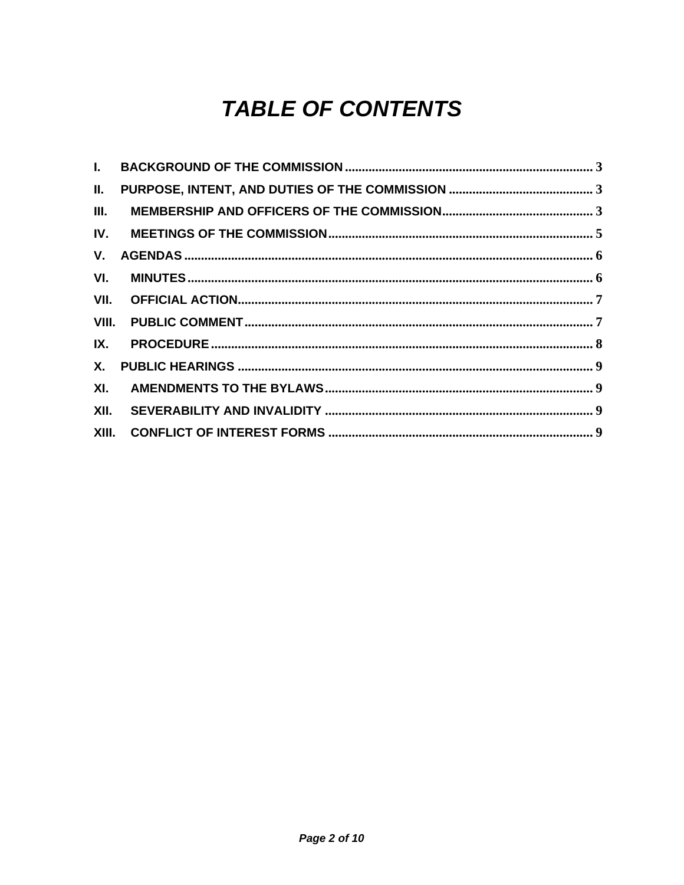# *TABLE OF CONTENTS*

| | | |
|---|---|---|
| **I.** | **BACKGROUND OF THE COMMISSION** | 3 |
| **II.** | **PURPOSE, INTENT, AND DUTIES OF THE COMMISSION** | 3 |
| **III.** | **MEMBERSHIP AND OFFICERS OF THE COMMISSION** | 3 |
| **IV.** | **MEETINGS OF THE COMMISSION** | 5 |
| **V.** | **AGENDAS** | 6 |
| **VI.** | **MINUTES** | 6 |
| **VII.** | **OFFICIAL ACTION** | 7 |
| **VIII.** | **PUBLIC COMMENT** | 7 |
| **IX.** | **PROCEDURE** | 8 |
| **X.** | **PUBLIC HEARINGS** | 9 |
| **XI.** | **AMENDMENTS TO THE BYLAWS** | 9 |
| **XII.** | **SEVERABILITY AND INVALIDITY** | 9 |
| **XIII.** | **CONFLICT OF INTEREST FORMS** | 9 |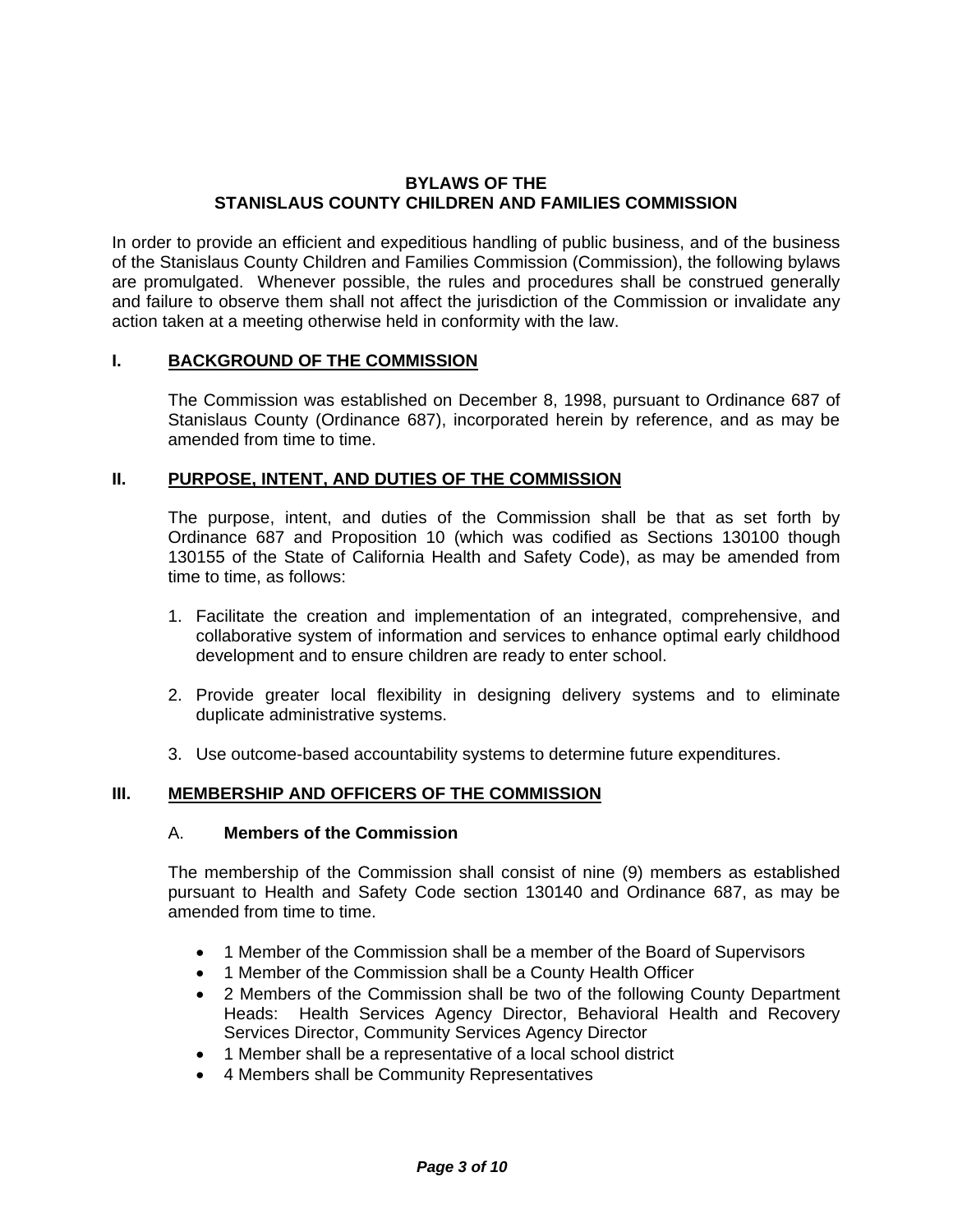# BYLAWS OF THE STANISLAUS COUNTY CHILDREN AND FAMILIES COMMISSION

In order to provide an efficient and expeditious handling of public business, and of the business of the Stanislaus County Children and Families Commission (Commission), the following bylaws are promulgated. Whenever possible, the rules and procedures shall be construed generally and failure to observe them shall not affect the jurisdiction of the Commission or invalidate any action taken at a meeting otherwise held in conformity with the law.

## I. BACKGROUND OF THE COMMISSION

The Commission was established on December 8, 1998, pursuant to Ordinance 687 of Stanislaus County (Ordinance 687), incorporated herein by reference, and as may be amended from time to time.

## II. PURPOSE, INTENT, AND DUTIES OF THE COMMISSION

The purpose, intent, and duties of the Commission shall be that as set forth by Ordinance 687 and Proposition 10 (which was codified as Sections 130100 though 130155 of the State of California Health and Safety Code), as may be amended from time to time, as follows:

1. Facilitate the creation and implementation of an integrated, comprehensive, and collaborative system of information and services to enhance optimal early childhood development and to ensure children are ready to enter school.
2. Provide greater local flexibility in designing delivery systems and to eliminate duplicate administrative systems.
3. Use outcome-based accountability systems to determine future expenditures.

## III. MEMBERSHIP AND OFFICERS OF THE COMMISSION

### A. Members of the Commission

The membership of the Commission shall consist of nine (9) members as established pursuant to Health and Safety Code section 130140 and Ordinance 687, as may be amended from time to time.

- 1 Member of the Commission shall be a member of the Board of Supervisors
- 1 Member of the Commission shall be a County Health Officer
- 2 Members of the Commission shall be two of the following County Department Heads: Health Services Agency Director, Behavioral Health and Recovery Services Director, Community Services Agency Director
- 1 Member shall be a representative of a local school district
- 4 Members shall be Community Representatives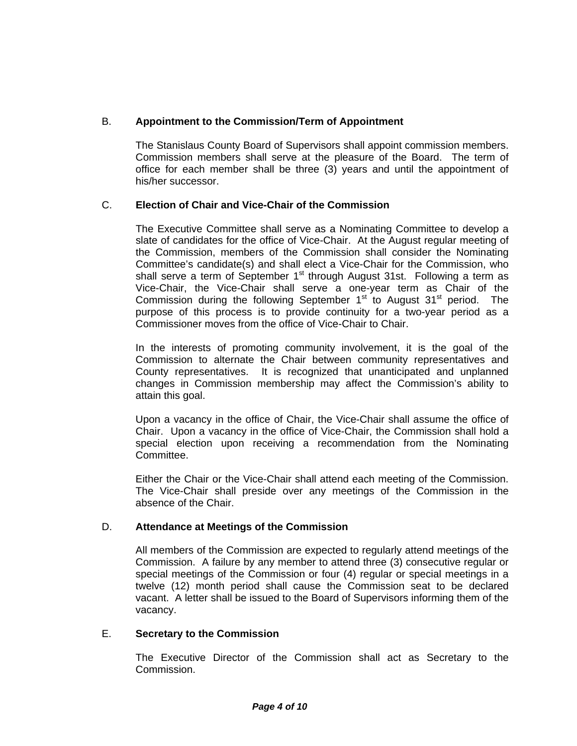B. **Appointment to the Commission/Term of Appointment**

The Stanislaus County Board of Supervisors shall appoint commission members. Commission members shall serve at the pleasure of the Board. The term of office for each member shall be three (3) years and until the appointment of his/her successor.

C. **Election of Chair and Vice-Chair of the Commission**

The Executive Committee shall serve as a Nominating Committee to develop a slate of candidates for the office of Vice-Chair. At the August regular meeting of the Commission, members of the Commission shall consider the Nominating Committee's candidate(s) and shall elect a Vice-Chair for the Commission, who shall serve a term of September 1st through August 31st. Following a term as Vice-Chair, the Vice-Chair shall serve a one-year term as Chair of the Commission during the following September 1st to August 31st period. The purpose of this process is to provide continuity for a two-year period as a Commissioner moves from the office of Vice-Chair to Chair.

In the interests of promoting community involvement, it is the goal of the Commission to alternate the Chair between community representatives and County representatives. It is recognized that unanticipated and unplanned changes in Commission membership may affect the Commission's ability to attain this goal.

Upon a vacancy in the office of Chair, the Vice-Chair shall assume the office of Chair. Upon a vacancy in the office of Vice-Chair, the Commission shall hold a special election upon receiving a recommendation from the Nominating Committee.

Either the Chair or the Vice-Chair shall attend each meeting of the Commission. The Vice-Chair shall preside over any meetings of the Commission in the absence of the Chair.

D. **Attendance at Meetings of the Commission**

All members of the Commission are expected to regularly attend meetings of the Commission. A failure by any member to attend three (3) consecutive regular or special meetings of the Commission or four (4) regular or special meetings in a twelve (12) month period shall cause the Commission seat to be declared vacant. A letter shall be issued to the Board of Supervisors informing them of the vacancy.

E. **Secretary to the Commission**

The Executive Director of the Commission shall act as Secretary to the Commission.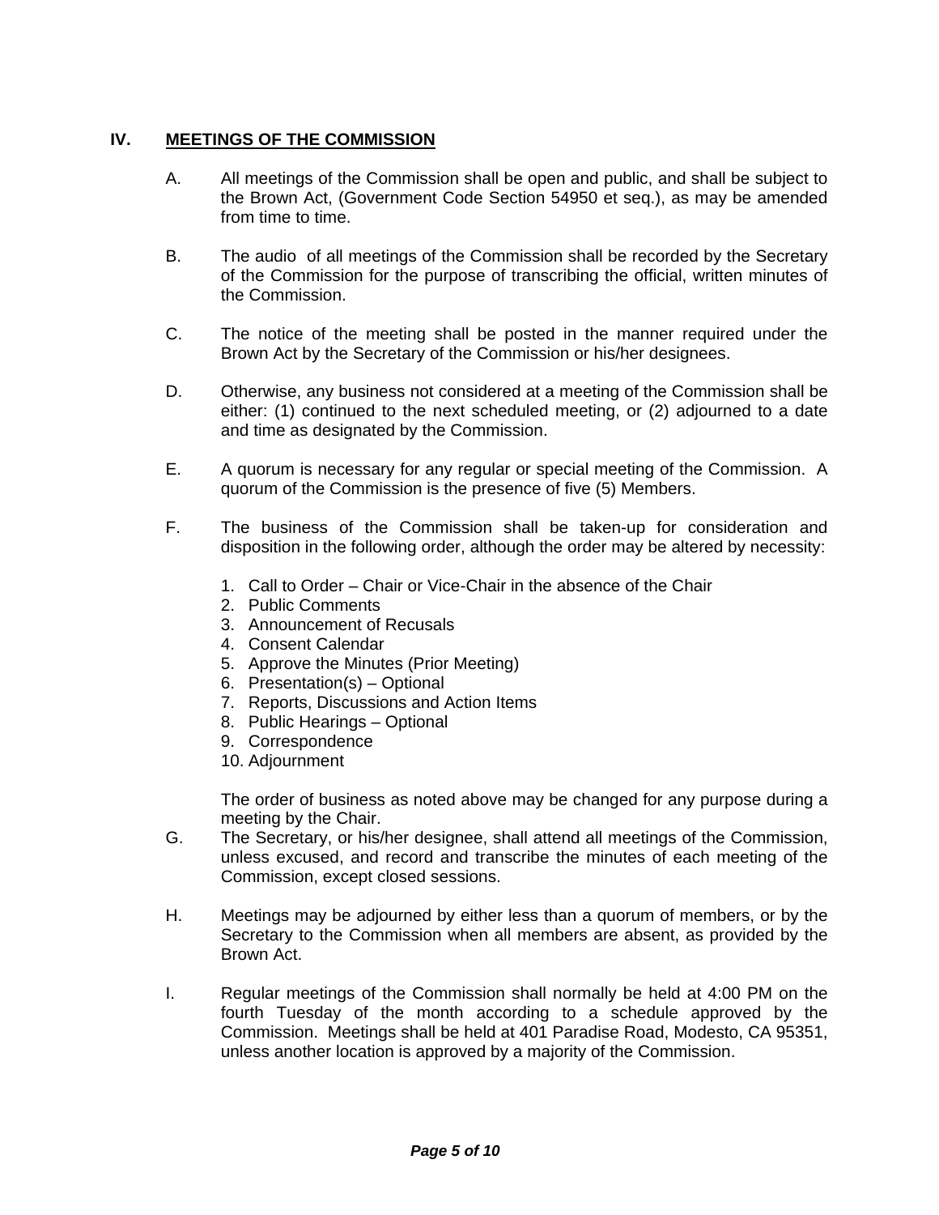## IV. MEETINGS OF THE COMMISSION

A. All meetings of the Commission shall be open and public, and shall be subject to the Brown Act, (Government Code Section 54950 et seq.), as may be amended from time to time.

B. The audio of all meetings of the Commission shall be recorded by the Secretary of the Commission for the purpose of transcribing the official, written minutes of the Commission.

C. The notice of the meeting shall be posted in the manner required under the Brown Act by the Secretary of the Commission or his/her designees.

D. Otherwise, any business not considered at a meeting of the Commission shall be either: (1) continued to the next scheduled meeting, or (2) adjourned to a date and time as designated by the Commission.

E. A quorum is necessary for any regular or special meeting of the Commission. A quorum of the Commission is the presence of five (5) Members.

F. The business of the Commission shall be taken-up for consideration and disposition in the following order, although the order may be altered by necessity:

1. Call to Order – Chair or Vice-Chair in the absence of the Chair
2. Public Comments
3. Announcement of Recusals
4. Consent Calendar
5. Approve the Minutes (Prior Meeting)
6. Presentation(s) – Optional
7. Reports, Discussions and Action Items
8. Public Hearings – Optional
9. Correspondence
10. Adjournment

The order of business as noted above may be changed for any purpose during a meeting by the Chair.

G. The Secretary, or his/her designee, shall attend all meetings of the Commission, unless excused, and record and transcribe the minutes of each meeting of the Commission, except closed sessions.

H. Meetings may be adjourned by either less than a quorum of members, or by the Secretary to the Commission when all members are absent, as provided by the Brown Act.

I. Regular meetings of the Commission shall normally be held at 4:00 PM on the fourth Tuesday of the month according to a schedule approved by the Commission. Meetings shall be held at 401 Paradise Road, Modesto, CA 95351, unless another location is approved by a majority of the Commission.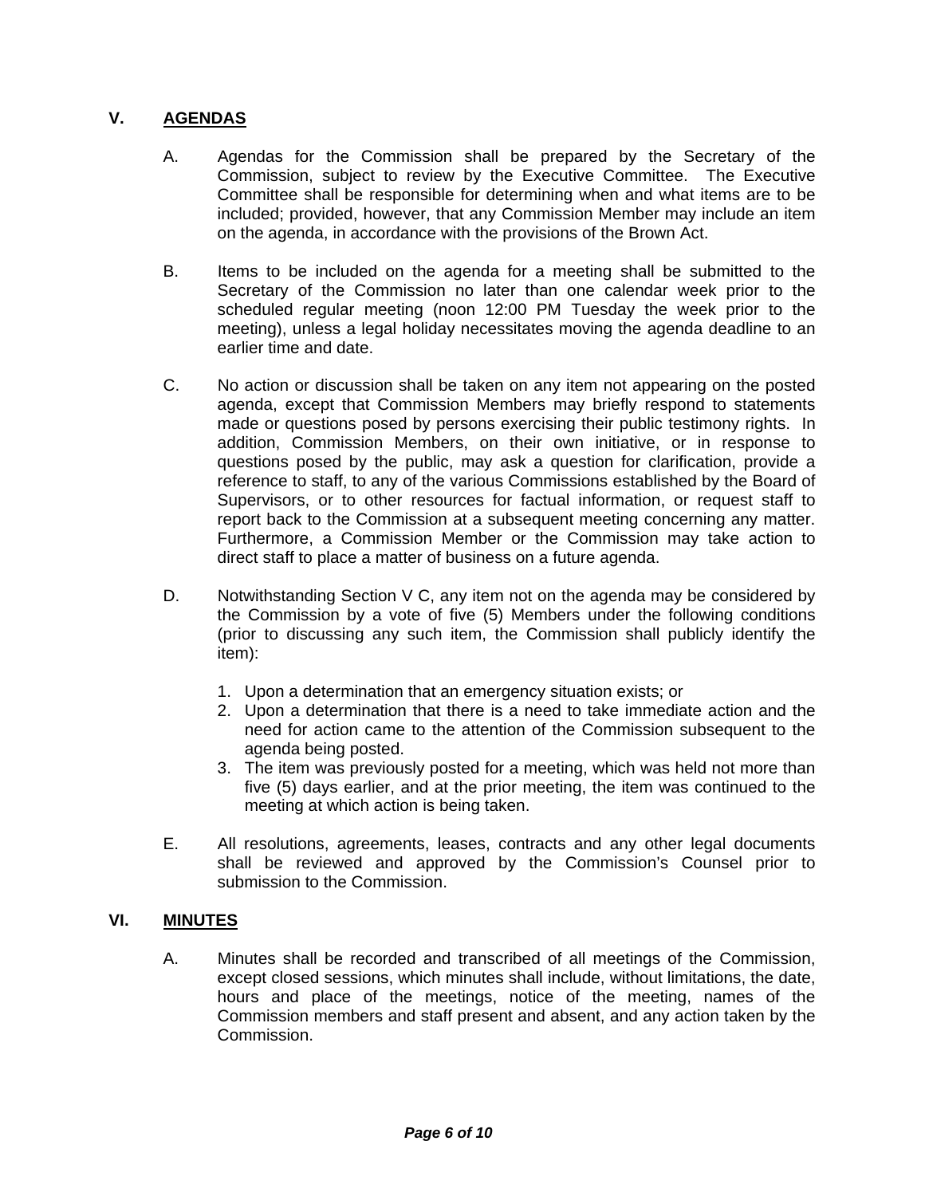## V. AGENDAS

A. Agendas for the Commission shall be prepared by the Secretary of the Commission, subject to review by the Executive Committee. The Executive Committee shall be responsible for determining when and what items are to be included; provided, however, that any Commission Member may include an item on the agenda, in accordance with the provisions of the Brown Act.

B. Items to be included on the agenda for a meeting shall be submitted to the Secretary of the Commission no later than one calendar week prior to the scheduled regular meeting (noon 12:00 PM Tuesday the week prior to the meeting), unless a legal holiday necessitates moving the agenda deadline to an earlier time and date.

C. No action or discussion shall be taken on any item not appearing on the posted agenda, except that Commission Members may briefly respond to statements made or questions posed by persons exercising their public testimony rights. In addition, Commission Members, on their own initiative, or in response to questions posed by the public, may ask a question for clarification, provide a reference to staff, to any of the various Commissions established by the Board of Supervisors, or to other resources for factual information, or request staff to report back to the Commission at a subsequent meeting concerning any matter. Furthermore, a Commission Member or the Commission may take action to direct staff to place a matter of business on a future agenda.

D. Notwithstanding Section V C, any item not on the agenda may be considered by the Commission by a vote of five (5) Members under the following conditions (prior to discussing any such item, the Commission shall publicly identify the item):

1. Upon a determination that an emergency situation exists; or
2. Upon a determination that there is a need to take immediate action and the need for action came to the attention of the Commission subsequent to the agenda being posted.
3. The item was previously posted for a meeting, which was held not more than five (5) days earlier, and at the prior meeting, the item was continued to the meeting at which action is being taken.

E. All resolutions, agreements, leases, contracts and any other legal documents shall be reviewed and approved by the Commission's Counsel prior to submission to the Commission.

## VI. MINUTES

A. Minutes shall be recorded and transcribed of all meetings of the Commission, except closed sessions, which minutes shall include, without limitations, the date, hours and place of the meetings, notice of the meeting, names of the Commission members and staff present and absent, and any action taken by the Commission.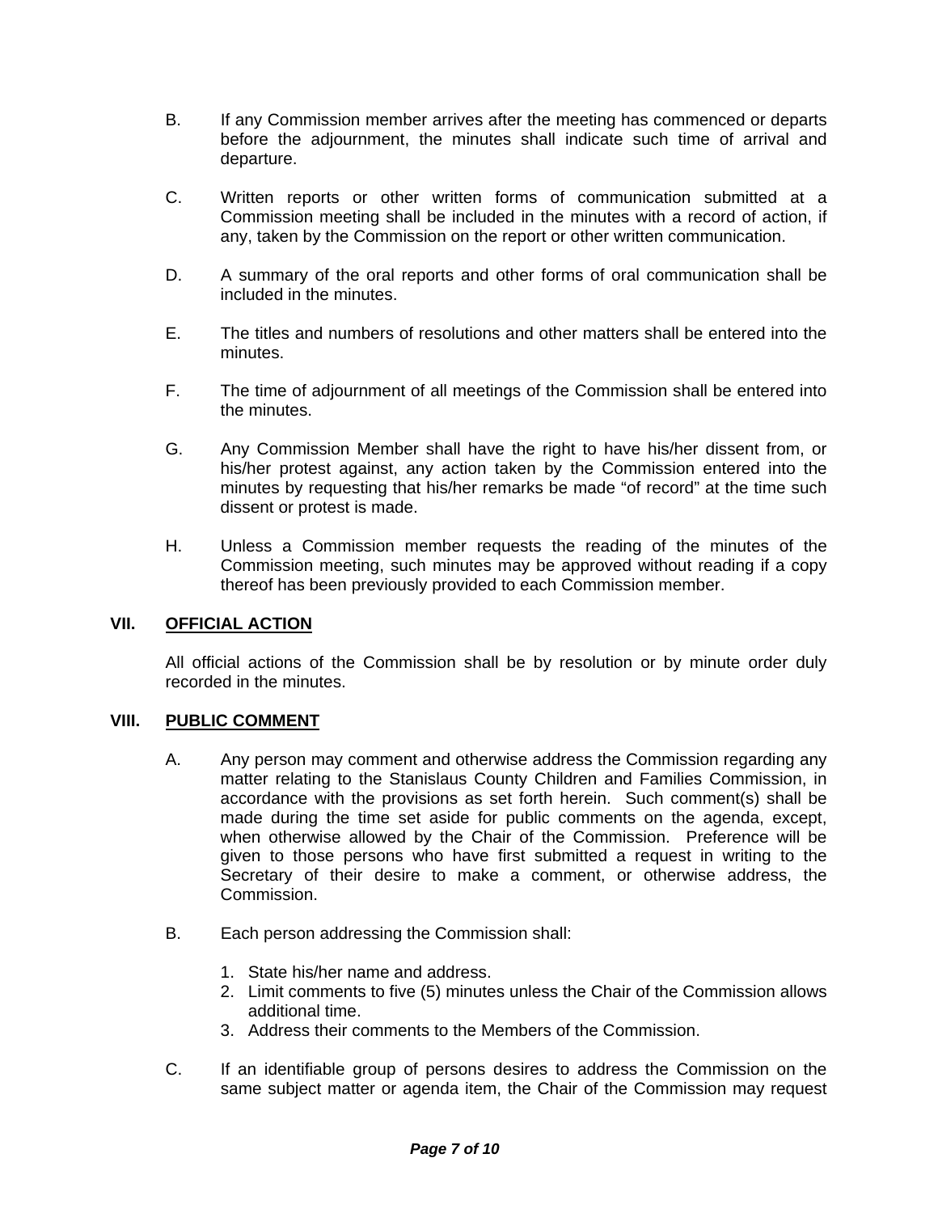B. If any Commission member arrives after the meeting has commenced or departs before the adjournment, the minutes shall indicate such time of arrival and departure.

C. Written reports or other written forms of communication submitted at a Commission meeting shall be included in the minutes with a record of action, if any, taken by the Commission on the report or other written communication.

D. A summary of the oral reports and other forms of oral communication shall be included in the minutes.

E. The titles and numbers of resolutions and other matters shall be entered into the minutes.

F. The time of adjournment of all meetings of the Commission shall be entered into the minutes.

G. Any Commission Member shall have the right to have his/her dissent from, or his/her protest against, any action taken by the Commission entered into the minutes by requesting that his/her remarks be made "of record" at the time such dissent or protest is made.

H. Unless a Commission member requests the reading of the minutes of the Commission meeting, such minutes may be approved without reading if a copy thereof has been previously provided to each Commission member.

## VII. OFFICIAL ACTION

All official actions of the Commission shall be by resolution or by minute order duly recorded in the minutes.

## VIII. PUBLIC COMMENT

A. Any person may comment and otherwise address the Commission regarding any matter relating to the Stanislaus County Children and Families Commission, in accordance with the provisions as set forth herein. Such comment(s) shall be made during the time set aside for public comments on the agenda, except, when otherwise allowed by the Chair of the Commission. Preference will be given to those persons who have first submitted a request in writing to the Secretary of their desire to make a comment, or otherwise address, the Commission.

B. Each person addressing the Commission shall:

1. State his/her name and address.
2. Limit comments to five (5) minutes unless the Chair of the Commission allows additional time.
3. Address their comments to the Members of the Commission.

C. If an identifiable group of persons desires to address the Commission on the same subject matter or agenda item, the Chair of the Commission may request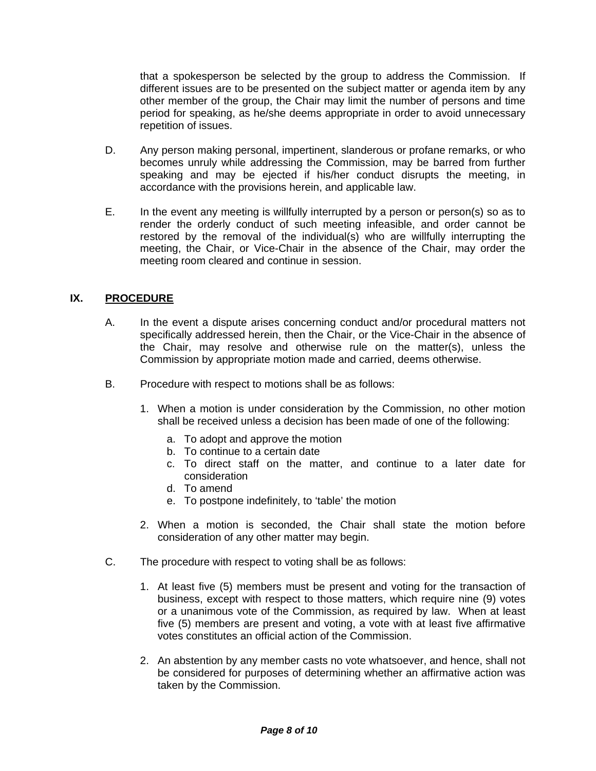that a spokesperson be selected by the group to address the Commission. If different issues are to be presented on the subject matter or agenda item by any other member of the group, the Chair may limit the number of persons and time period for speaking, as he/she deems appropriate in order to avoid unnecessary repetition of issues.

D. Any person making personal, impertinent, slanderous or profane remarks, or who becomes unruly while addressing the Commission, may be barred from further speaking and may be ejected if his/her conduct disrupts the meeting, in accordance with the provisions herein, and applicable law.

E. In the event any meeting is willfully interrupted by a person or person(s) so as to render the orderly conduct of such meeting infeasible, and order cannot be restored by the removal of the individual(s) who are willfully interrupting the meeting, the Chair, or Vice-Chair in the absence of the Chair, may order the meeting room cleared and continue in session.

## IX. PROCEDURE

A. In the event a dispute arises concerning conduct and/or procedural matters not specifically addressed herein, then the Chair, or the Vice-Chair in the absence of the Chair, may resolve and otherwise rule on the matter(s), unless the Commission by appropriate motion made and carried, deems otherwise.

B. Procedure with respect to motions shall be as follows:

1. When a motion is under consideration by the Commission, no other motion shall be received unless a decision has been made of one of the following:
   a. To adopt and approve the motion
   b. To continue to a certain date
   c. To direct staff on the matter, and continue to a later date for consideration
   d. To amend
   e. To postpone indefinitely, to 'table' the motion

2. When a motion is seconded, the Chair shall state the motion before consideration of any other matter may begin.

C. The procedure with respect to voting shall be as follows:

1. At least five (5) members must be present and voting for the transaction of business, except with respect to those matters, which require nine (9) votes or a unanimous vote of the Commission, as required by law. When at least five (5) members are present and voting, a vote with at least five affirmative votes constitutes an official action of the Commission.

2. An abstention by any member casts no vote whatsoever, and hence, shall not be considered for purposes of determining whether an affirmative action was taken by the Commission.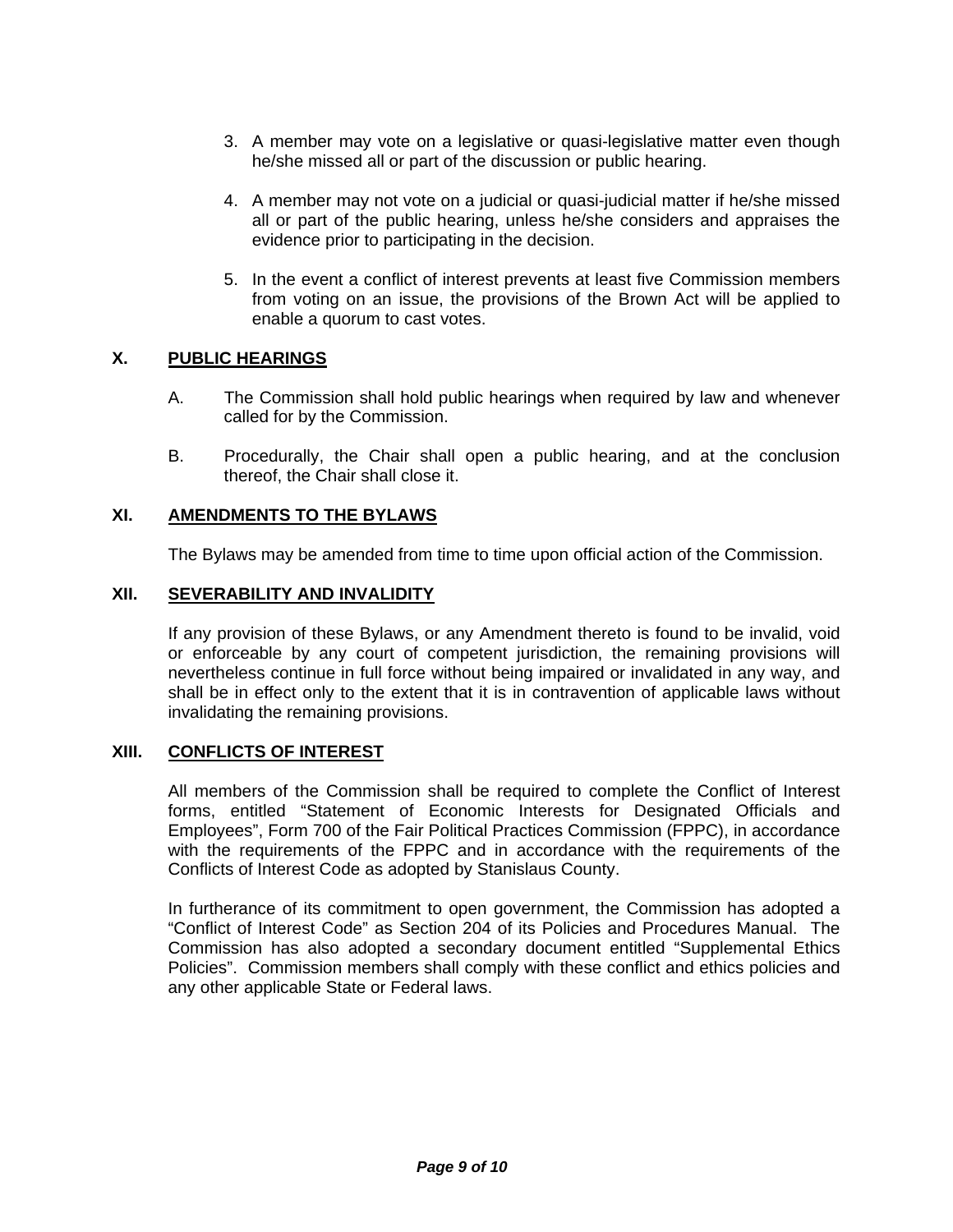3. A member may vote on a legislative or quasi-legislative matter even though he/she missed all or part of the discussion or public hearing.

4. A member may not vote on a judicial or quasi-judicial matter if he/she missed all or part of the public hearing, unless he/she considers and appraises the evidence prior to participating in the decision.

5. In the event a conflict of interest prevents at least five Commission members from voting on an issue, the provisions of the Brown Act will be applied to enable a quorum to cast votes.

## X. PUBLIC HEARINGS

A. The Commission shall hold public hearings when required by law and whenever called for by the Commission.

B. Procedurally, the Chair shall open a public hearing, and at the conclusion thereof, the Chair shall close it.

## XI. AMENDMENTS TO THE BYLAWS

The Bylaws may be amended from time to time upon official action of the Commission.

## XII. SEVERABILITY AND INVALIDITY

If any provision of these Bylaws, or any Amendment thereto is found to be invalid, void or enforceable by any court of competent jurisdiction, the remaining provisions will nevertheless continue in full force without being impaired or invalidated in any way, and shall be in effect only to the extent that it is in contravention of applicable laws without invalidating the remaining provisions.

## XIII. CONFLICTS OF INTEREST

All members of the Commission shall be required to complete the Conflict of Interest forms, entitled "Statement of Economic Interests for Designated Officials and Employees", Form 700 of the Fair Political Practices Commission (FPPC), in accordance with the requirements of the FPPC and in accordance with the requirements of the Conflicts of Interest Code as adopted by Stanislaus County.

In furtherance of its commitment to open government, the Commission has adopted a "Conflict of Interest Code" as Section 204 of its Policies and Procedures Manual. The Commission has also adopted a secondary document entitled "Supplemental Ethics Policies". Commission members shall comply with these conflict and ethics policies and any other applicable State or Federal laws.